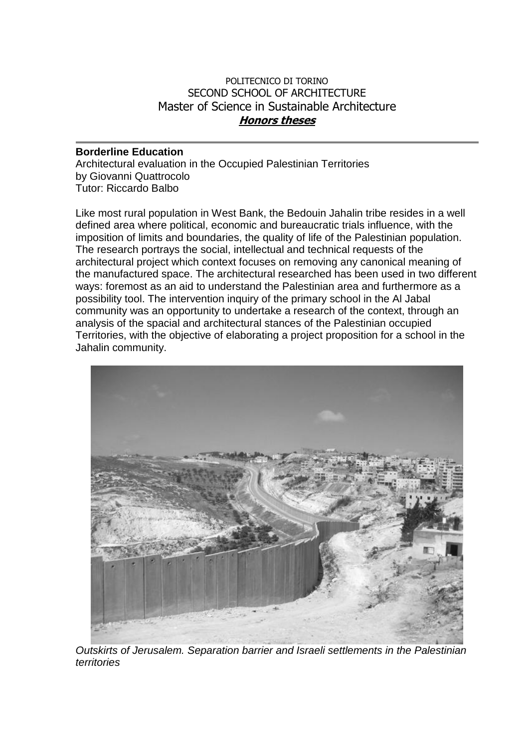POLITECNICO DI TORINO
SECOND SCHOOL OF ARCHITECTURE
Master of Science in Sustainable Architecture
***Honors theses***

---

**Borderline Education**
Architectural evaluation in the Occupied Palestinian Territories
by Giovanni Quattrocolo
Tutor: Riccardo Balbo

Like most rural population in West Bank, the Bedouin Jahalin tribe resides in a well defined area where political, economic and bureaucratic trials influence, with the imposition of limits and boundaries, the quality of life of the Palestinian population. The research portrays the social, intellectual and technical requests of the architectural project which context focuses on removing any canonical meaning of the manufactured space. The architectural researched has been used in two different ways: foremost as an aid to understand the Palestinian area and furthermore as a possibility tool. The intervention inquiry of the primary school in the Al Jabal community was an opportunity to undertake a research of the context, through an analysis of the spacial and architectural stances of the Palestinian occupied Territories, with the objective of elaborating a project proposition for a school in the Jahalin community.

*Outskirts of Jerusalem. Separation barrier and Israeli settlements in the Palestinian territories*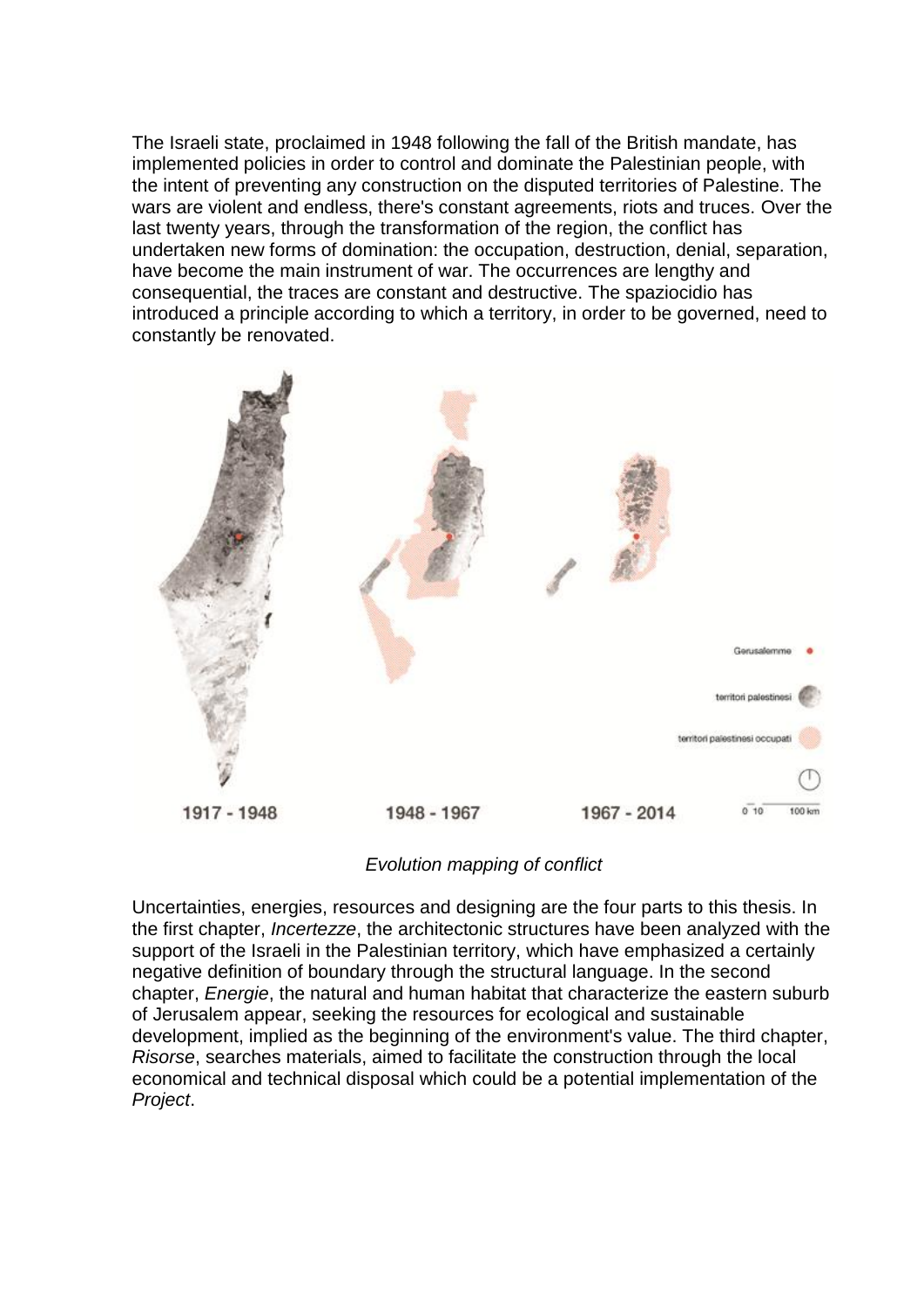The Israeli state, proclaimed in 1948 following the fall of the British mandate, has implemented policies in order to control and dominate the Palestinian people, with the intent of preventing any construction on the disputed territories of Palestine. The wars are violent and endless, there's constant agreements, riots and truces. Over the last twenty years, through the transformation of the region, the conflict has undertaken new forms of domination: the occupation, destruction, denial, separation, have become the main instrument of war. The occurrences are lengthy and consequential, the traces are constant and destructive. The spaziocidio has introduced a principle according to which a territory, in order to be governed, need to constantly be renovated.

1917 - 1948　　1948 - 1967　　1967 - 2014

Gerusalemme
territori palestinesi
territori palestinesi occupati

0 10　100 km

*Evolution mapping of conflict*

Uncertainties, energies, resources and designing are the four parts to this thesis. In the first chapter, *Incertezze*, the architectonic structures have been analyzed with the support of the Israeli in the Palestinian territory, which have emphasized a certainly negative definition of boundary through the structural language. In the second chapter, *Energie*, the natural and human habitat that characterize the eastern suburb of Jerusalem appear, seeking the resources for ecological and sustainable development, implied as the beginning of the environment's value. The third chapter, *Risorse*, searches materials, aimed to facilitate the construction through the local economical and technical disposal which could be a potential implementation of the *Project*.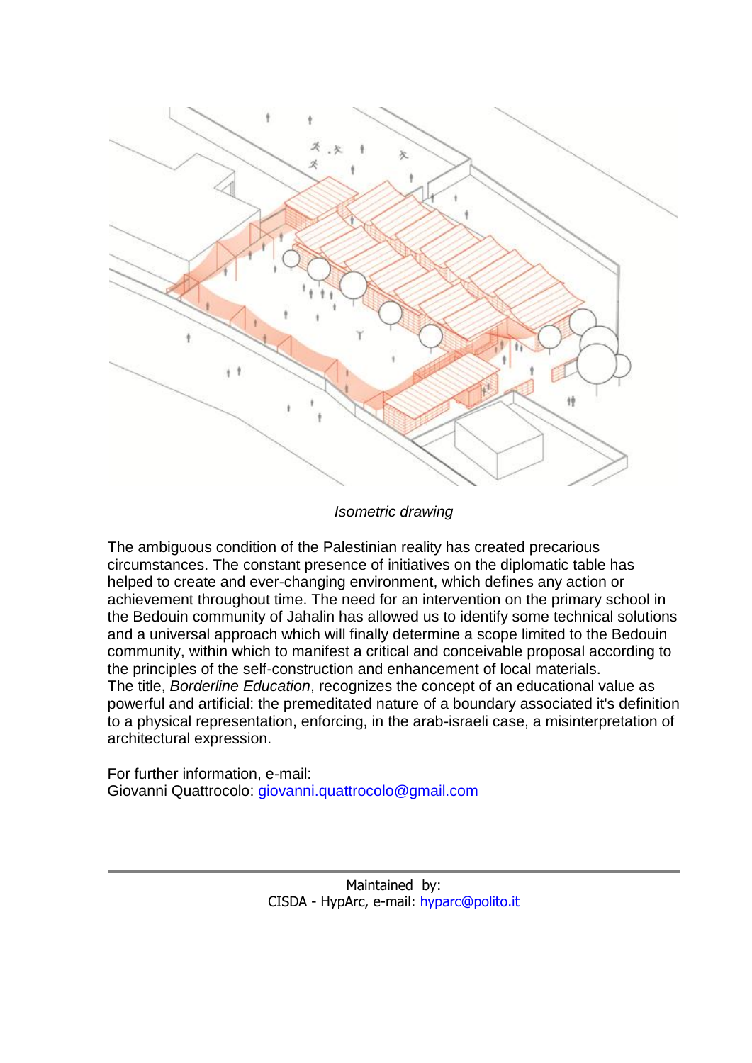*Isometric drawing*

The ambiguous condition of the Palestinian reality has created precarious circumstances. The constant presence of initiatives on the diplomatic table has helped to create and ever-changing environment, which defines any action or achievement throughout time. The need for an intervention on the primary school in the Bedouin community of Jahalin has allowed us to identify some technical solutions and a universal approach which will finally determine a scope limited to the Bedouin community, within which to manifest a critical and conceivable proposal according to the principles of the self-construction and enhancement of local materials.
The title, *Borderline Education*, recognizes the concept of an educational value as powerful and artificial: the premeditated nature of a boundary associated it's definition to a physical representation, enforcing, in the arab-israeli case, a misinterpretation of architectural expression.

For further information, e-mail:
Giovanni Quattrocolo: giovanni.quattrocolo@gmail.com

---

Maintained by:
CISDA - HypArc, e-mail: hyparc@polito.it